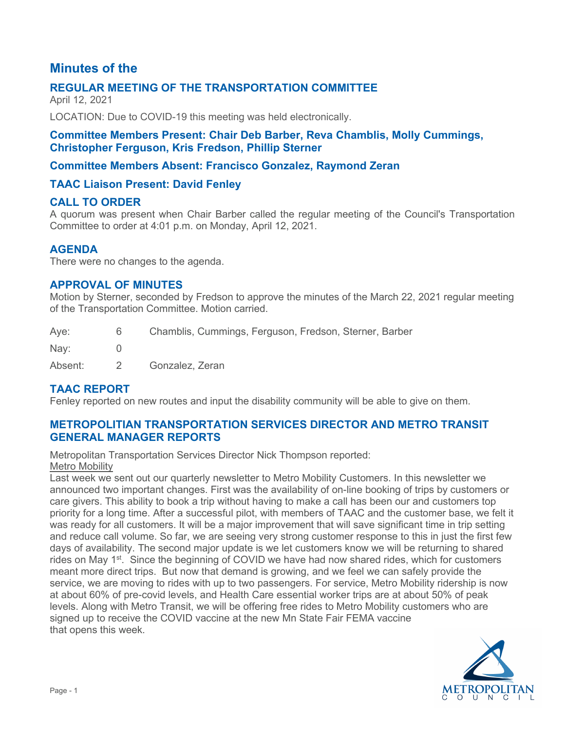# Minutes of the

## REGULAR MEETING OF THE TRANSPORTATION COMMITTEE

April 12, 2021

LOCATION: Due to COVID-19 this meeting was held electronically.

### Committee Members Present: Chair Deb Barber, Reva Chamblis, Molly Cummings, Christopher Ferguson, Kris Fredson, Phillip Sterner

### Committee Members Absent: Francisco Gonzalez, Raymond Zeran

### TAAC Liaison Present: David Fenley

## CALL TO ORDER

A quorum was present when Chair Barber called the regular meeting of the Council's Transportation Committee to order at 4:01 p.m. on Monday, April 12, 2021.

## AGENDA

There were no changes to the agenda.

## APPROVAL OF MINUTES

Motion by Sterner, seconded by Fredson to approve the minutes of the March 22, 2021 regular meeting of the Transportation Committee. Motion carried.

| | | |
|---|---|---|
| Aye: | 6 | Chamblis, Cummings, Ferguson, Fredson, Sterner, Barber |
| Nay: | 0 | |
| Absent: | 2 | Gonzalez, Zeran |

## TAAC REPORT

Fenley reported on new routes and input the disability community will be able to give on them.

## METROPOLITAN TRANSPORTATION SERVICES DIRECTOR AND METRO TRANSIT GENERAL MANAGER REPORTS

Metropolitan Transportation Services Director Nick Thompson reported:

Metro Mobility

Last week we sent out our quarterly newsletter to Metro Mobility Customers. In this newsletter we announced two important changes. First was the availability of on-line booking of trips by customers or care givers. This ability to book a trip without having to make a call has been our and customers top priority for a long time. After a successful pilot, with members of TAAC and the customer base, we felt it was ready for all customers. It will be a major improvement that will save significant time in trip setting and reduce call volume. So far, we are seeing very strong customer response to this in just the first few days of availability. The second major update is we let customers know we will be returning to shared rides on May 1st. Since the beginning of COVID we have had now shared rides, which for customers meant more direct trips. But now that demand is growing, and we feel we can safely provide the service, we are moving to rides with up to two passengers. For service, Metro Mobility ridership is now at about 60% of pre-covid levels, and Health Care essential worker trips are at about 50% of peak levels. Along with Metro Transit, we will be offering free rides to Metro Mobility customers who are signed up to receive the COVID vaccine at the new Mn State Fair FEMA vaccine that opens this week.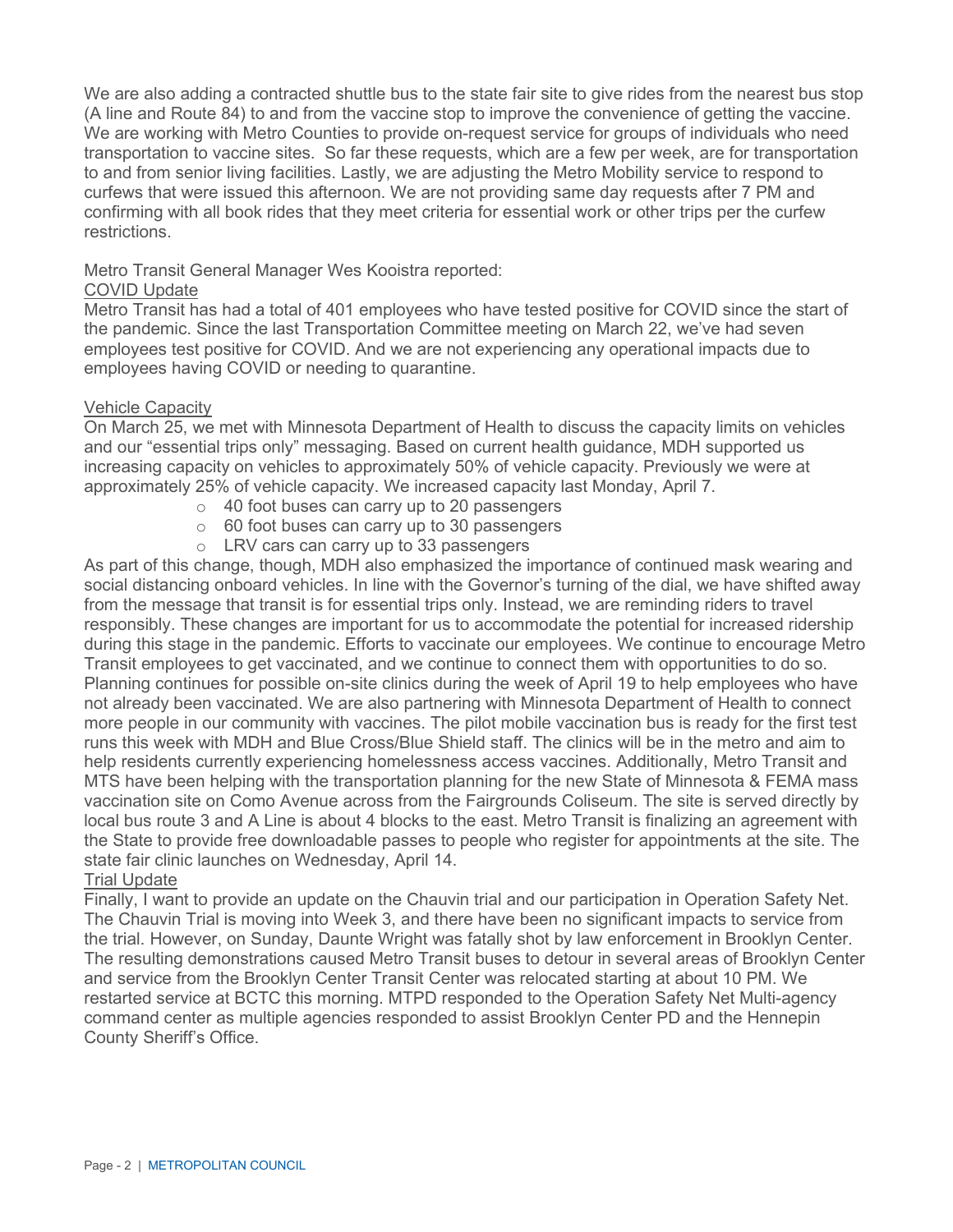We are also adding a contracted shuttle bus to the state fair site to give rides from the nearest bus stop (A line and Route 84) to and from the vaccine stop to improve the convenience of getting the vaccine. We are working with Metro Counties to provide on-request service for groups of individuals who need transportation to vaccine sites. So far these requests, which are a few per week, are for transportation to and from senior living facilities. Lastly, we are adjusting the Metro Mobility service to respond to curfews that were issued this afternoon. We are not providing same day requests after 7 PM and confirming with all book rides that they meet criteria for essential work or other trips per the curfew restrictions.

Metro Transit General Manager Wes Kooistra reported:

<u>COVID Update</u>

Metro Transit has had a total of 401 employees who have tested positive for COVID since the start of the pandemic. Since the last Transportation Committee meeting on March 22, we've had seven employees test positive for COVID. And we are not experiencing any operational impacts due to employees having COVID or needing to quarantine.

<u>Vehicle Capacity</u>

On March 25, we met with Minnesota Department of Health to discuss the capacity limits on vehicles and our "essential trips only" messaging. Based on current health guidance, MDH supported us increasing capacity on vehicles to approximately 50% of vehicle capacity. Previously we were at approximately 25% of vehicle capacity. We increased capacity last Monday, April 7.

- 40 foot buses can carry up to 20 passengers
- 60 foot buses can carry up to 30 passengers
- LRV cars can carry up to 33 passengers

As part of this change, though, MDH also emphasized the importance of continued mask wearing and social distancing onboard vehicles. In line with the Governor's turning of the dial, we have shifted away from the message that transit is for essential trips only. Instead, we are reminding riders to travel responsibly. These changes are important for us to accommodate the potential for increased ridership during this stage in the pandemic. Efforts to vaccinate our employees. We continue to encourage Metro Transit employees to get vaccinated, and we continue to connect them with opportunities to do so. Planning continues for possible on-site clinics during the week of April 19 to help employees who have not already been vaccinated. We are also partnering with Minnesota Department of Health to connect more people in our community with vaccines. The pilot mobile vaccination bus is ready for the first test runs this week with MDH and Blue Cross/Blue Shield staff. The clinics will be in the metro and aim to help residents currently experiencing homelessness access vaccines. Additionally, Metro Transit and MTS have been helping with the transportation planning for the new State of Minnesota & FEMA mass vaccination site on Como Avenue across from the Fairgrounds Coliseum. The site is served directly by local bus route 3 and A Line is about 4 blocks to the east. Metro Transit is finalizing an agreement with the State to provide free downloadable passes to people who register for appointments at the site. The state fair clinic launches on Wednesday, April 14.

<u>Trial Update</u>

Finally, I want to provide an update on the Chauvin trial and our participation in Operation Safety Net. The Chauvin Trial is moving into Week 3, and there have been no significant impacts to service from the trial. However, on Sunday, Daunte Wright was fatally shot by law enforcement in Brooklyn Center. The resulting demonstrations caused Metro Transit buses to detour in several areas of Brooklyn Center and service from the Brooklyn Center Transit Center was relocated starting at about 10 PM. We restarted service at BCTC this morning. MTPD responded to the Operation Safety Net Multi-agency command center as multiple agencies responded to assist Brooklyn Center PD and the Hennepin County Sheriff's Office.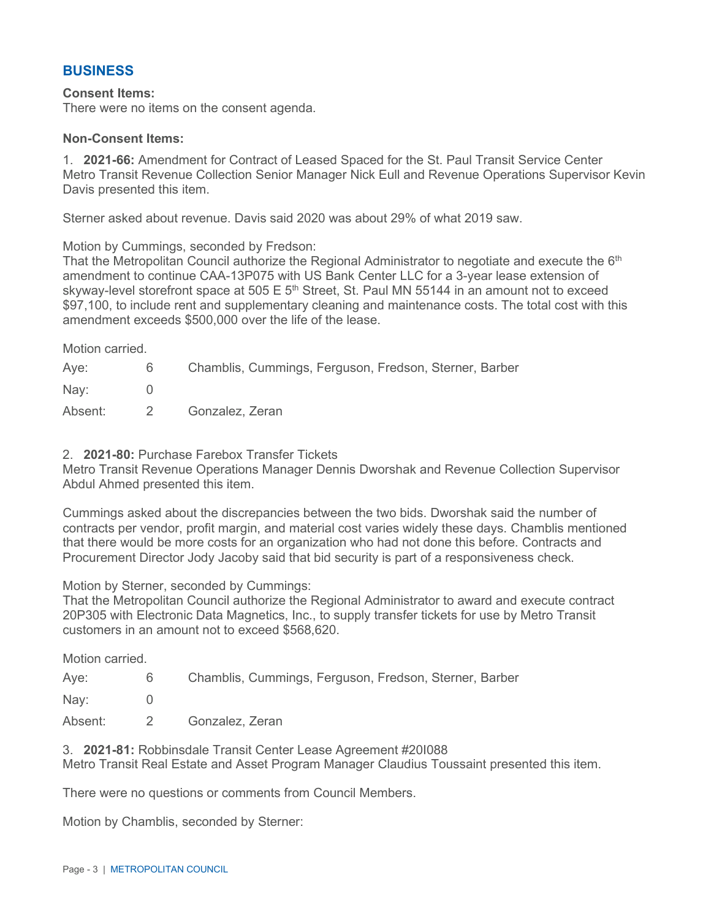## BUSINESS

**Consent Items:**
There were no items on the consent agenda.

**Non-Consent Items:**

1. **2021-66:** Amendment for Contract of Leased Spaced for the St. Paul Transit Service Center
Metro Transit Revenue Collection Senior Manager Nick Eull and Revenue Operations Supervisor Kevin Davis presented this item.

Sterner asked about revenue. Davis said 2020 was about 29% of what 2019 saw.

Motion by Cummings, seconded by Fredson:
That the Metropolitan Council authorize the Regional Administrator to negotiate and execute the 6th amendment to continue CAA-13P075 with US Bank Center LLC for a 3-year lease extension of skyway-level storefront space at 505 E 5th Street, St. Paul MN 55144 in an amount not to exceed $97,100, to include rent and supplementary cleaning and maintenance costs. The total cost with this amendment exceeds $500,000 over the life of the lease.

Motion carried.

| | | |
|---|---|---|
| Aye: | 6 | Chamblis, Cummings, Ferguson, Fredson, Sterner, Barber |
| Nay: | 0 | |
| Absent: | 2 | Gonzalez, Zeran |

2. **2021-80:** Purchase Farebox Transfer Tickets
Metro Transit Revenue Operations Manager Dennis Dworshak and Revenue Collection Supervisor Abdul Ahmed presented this item.

Cummings asked about the discrepancies between the two bids. Dworshak said the number of contracts per vendor, profit margin, and material cost varies widely these days. Chamblis mentioned that there would be more costs for an organization who had not done this before. Contracts and Procurement Director Jody Jacoby said that bid security is part of a responsiveness check.

Motion by Sterner, seconded by Cummings:
That the Metropolitan Council authorize the Regional Administrator to award and execute contract 20P305 with Electronic Data Magnetics, Inc., to supply transfer tickets for use by Metro Transit customers in an amount not to exceed $568,620.

Motion carried.

| | | |
|---|---|---|
| Aye: | 6 | Chamblis, Cummings, Ferguson, Fredson, Sterner, Barber |
| Nay: | 0 | |
| Absent: | 2 | Gonzalez, Zeran |

3. **2021-81:** Robbinsdale Transit Center Lease Agreement #20I088
Metro Transit Real Estate and Asset Program Manager Claudius Toussaint presented this item.

There were no questions or comments from Council Members.

Motion by Chamblis, seconded by Sterner: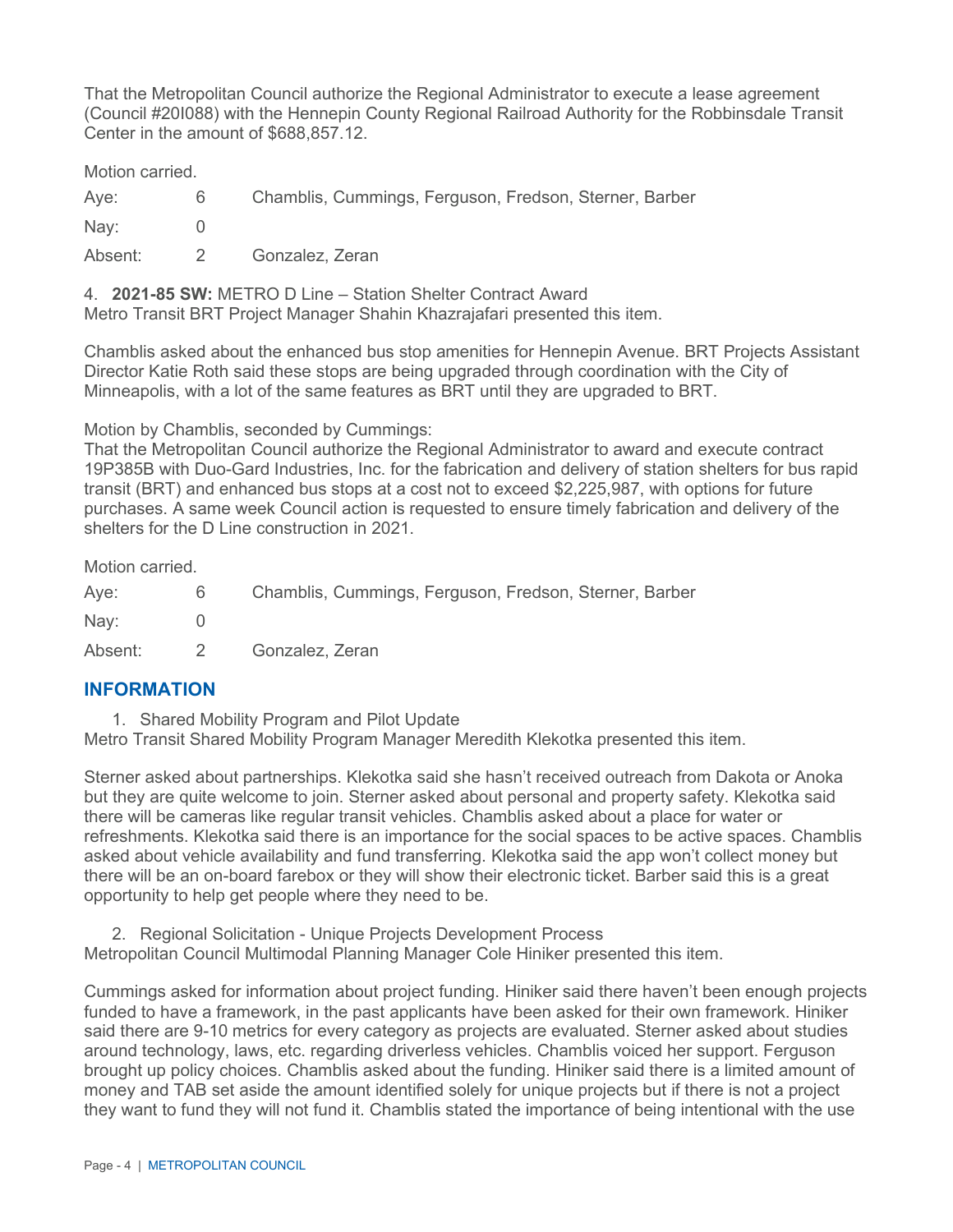That the Metropolitan Council authorize the Regional Administrator to execute a lease agreement (Council #20I088) with the Hennepin County Regional Railroad Authority for the Robbinsdale Transit Center in the amount of $688,857.12.

Motion carried.

| | | |
|---|---|---|
| Aye: | 6 | Chamblis, Cummings, Ferguson, Fredson, Sterner, Barber |
| Nay: | 0 | |
| Absent: | 2 | Gonzalez, Zeran |

4. **2021-85 SW:** METRO D Line – Station Shelter Contract Award
Metro Transit BRT Project Manager Shahin Khazrajafari presented this item.

Chamblis asked about the enhanced bus stop amenities for Hennepin Avenue. BRT Projects Assistant Director Katie Roth said these stops are being upgraded through coordination with the City of Minneapolis, with a lot of the same features as BRT until they are upgraded to BRT.

Motion by Chamblis, seconded by Cummings:
That the Metropolitan Council authorize the Regional Administrator to award and execute contract 19P385B with Duo-Gard Industries, Inc. for the fabrication and delivery of station shelters for bus rapid transit (BRT) and enhanced bus stops at a cost not to exceed $2,225,987, with options for future purchases. A same week Council action is requested to ensure timely fabrication and delivery of the shelters for the D Line construction in 2021.

Motion carried.

| | | |
|---|---|---|
| Aye: | 6 | Chamblis, Cummings, Ferguson, Fredson, Sterner, Barber |
| Nay: | 0 | |
| Absent: | 2 | Gonzalez, Zeran |

## INFORMATION

1. Shared Mobility Program and Pilot Update

Metro Transit Shared Mobility Program Manager Meredith Klekotka presented this item.

Sterner asked about partnerships. Klekotka said she hasn't received outreach from Dakota or Anoka but they are quite welcome to join. Sterner asked about personal and property safety. Klekotka said there will be cameras like regular transit vehicles. Chamblis asked about a place for water or refreshments. Klekotka said there is an importance for the social spaces to be active spaces. Chamblis asked about vehicle availability and fund transferring. Klekotka said the app won't collect money but there will be an on-board farebox or they will show their electronic ticket. Barber said this is a great opportunity to help get people where they need to be.

2. Regional Solicitation - Unique Projects Development Process

Metropolitan Council Multimodal Planning Manager Cole Hiniker presented this item.

Cummings asked for information about project funding. Hiniker said there haven't been enough projects funded to have a framework, in the past applicants have been asked for their own framework. Hiniker said there are 9-10 metrics for every category as projects are evaluated. Sterner asked about studies around technology, laws, etc. regarding driverless vehicles. Chamblis voiced her support. Ferguson brought up policy choices. Chamblis asked about the funding. Hiniker said there is a limited amount of money and TAB set aside the amount identified solely for unique projects but if there is not a project they want to fund they will not fund it. Chamblis stated the importance of being intentional with the use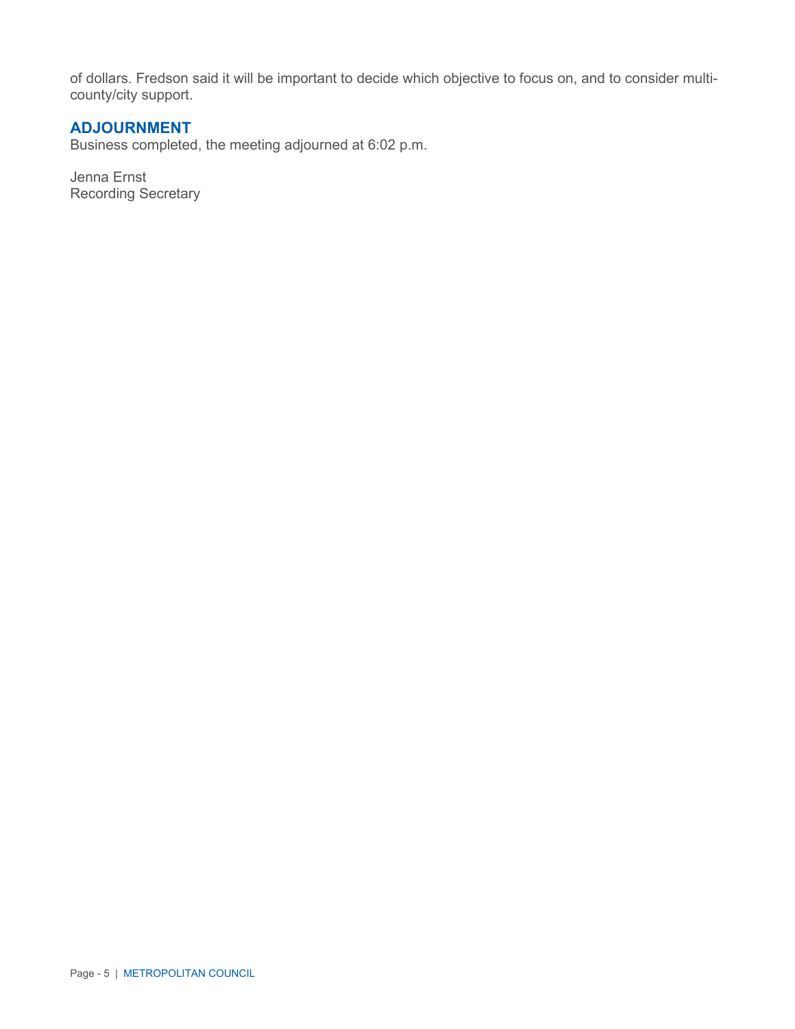of dollars. Fredson said it will be important to decide which objective to focus on, and to consider multi-county/city support.

## ADJOURNMENT

Business completed, the meeting adjourned at 6:02 p.m.

Jenna Ernst
Recording Secretary